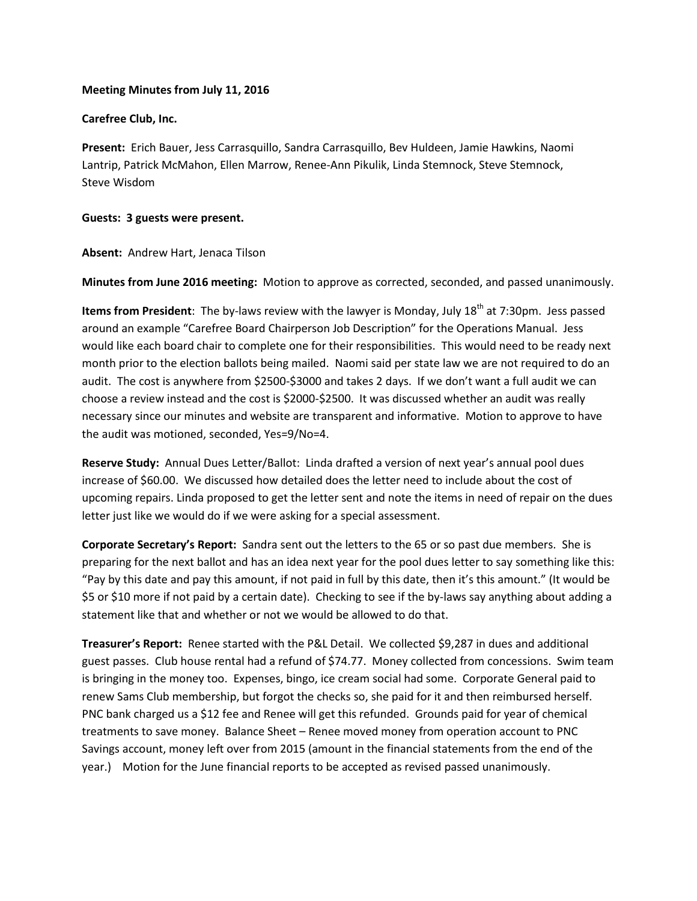**Meeting Minutes from July 11, 2016**

**Carefree Club, Inc.**

**Present:** Erich Bauer, Jess Carrasquillo, Sandra Carrasquillo, Bev Huldeen, Jamie Hawkins, Naomi Lantrip, Patrick McMahon, Ellen Marrow, Renee-Ann Pikulik, Linda Stemnock, Steve Stemnock, Steve Wisdom

**Guests: 3 guests were present.**

**Absent:** Andrew Hart, Jenaca Tilson

**Minutes from June 2016 meeting:** Motion to approve as corrected, seconded, and passed unanimously.

**Items from President**: The by-laws review with the lawyer is Monday, July 18th at 7:30pm. Jess passed around an example "Carefree Board Chairperson Job Description" for the Operations Manual. Jess would like each board chair to complete one for their responsibilities. This would need to be ready next month prior to the election ballots being mailed. Naomi said per state law we are not required to do an audit. The cost is anywhere from $2500-$3000 and takes 2 days. If we don't want a full audit we can choose a review instead and the cost is $2000-$2500. It was discussed whether an audit was really necessary since our minutes and website are transparent and informative. Motion to approve to have the audit was motioned, seconded, Yes=9/No=4.

**Reserve Study:** Annual Dues Letter/Ballot: Linda drafted a version of next year's annual pool dues increase of $60.00. We discussed how detailed does the letter need to include about the cost of upcoming repairs. Linda proposed to get the letter sent and note the items in need of repair on the dues letter just like we would do if we were asking for a special assessment.

**Corporate Secretary's Report:** Sandra sent out the letters to the 65 or so past due members. She is preparing for the next ballot and has an idea next year for the pool dues letter to say something like this: "Pay by this date and pay this amount, if not paid in full by this date, then it's this amount." (It would be $5 or $10 more if not paid by a certain date). Checking to see if the by-laws say anything about adding a statement like that and whether or not we would be allowed to do that.

**Treasurer's Report:** Renee started with the P&L Detail. We collected $9,287 in dues and additional guest passes. Club house rental had a refund of $74.77. Money collected from concessions. Swim team is bringing in the money too. Expenses, bingo, ice cream social had some. Corporate General paid to renew Sams Club membership, but forgot the checks so, she paid for it and then reimbursed herself. PNC bank charged us a $12 fee and Renee will get this refunded. Grounds paid for year of chemical treatments to save money. Balance Sheet – Renee moved money from operation account to PNC Savings account, money left over from 2015 (amount in the financial statements from the end of the year.) Motion for the June financial reports to be accepted as revised passed unanimously.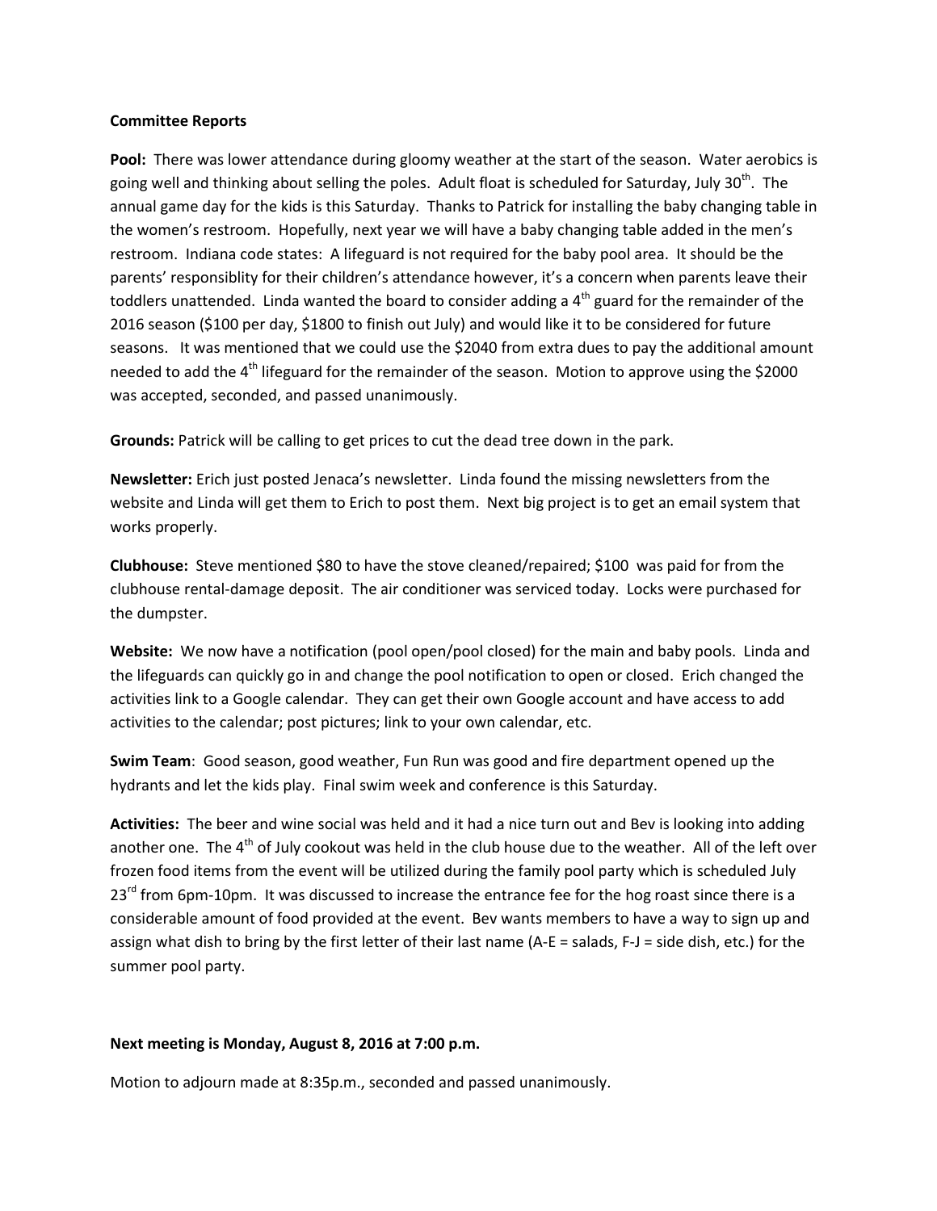**Committee Reports**

**Pool:** There was lower attendance during gloomy weather at the start of the season. Water aerobics is going well and thinking about selling the poles. Adult float is scheduled for Saturday, July 30th. The annual game day for the kids is this Saturday. Thanks to Patrick for installing the baby changing table in the women's restroom. Hopefully, next year we will have a baby changing table added in the men's restroom. Indiana code states: A lifeguard is not required for the baby pool area. It should be the parents' responsiblity for their children's attendance however, it's a concern when parents leave their toddlers unattended. Linda wanted the board to consider adding a 4th guard for the remainder of the 2016 season ($100 per day, $1800 to finish out July) and would like it to be considered for future seasons. It was mentioned that we could use the $2040 from extra dues to pay the additional amount needed to add the 4th lifeguard for the remainder of the season. Motion to approve using the $2000 was accepted, seconded, and passed unanimously.

**Grounds:** Patrick will be calling to get prices to cut the dead tree down in the park.

**Newsletter:** Erich just posted Jenaca's newsletter. Linda found the missing newsletters from the website and Linda will get them to Erich to post them. Next big project is to get an email system that works properly.

**Clubhouse:** Steve mentioned $80 to have the stove cleaned/repaired; $100 was paid for from the clubhouse rental-damage deposit. The air conditioner was serviced today. Locks were purchased for the dumpster.

**Website:** We now have a notification (pool open/pool closed) for the main and baby pools. Linda and the lifeguards can quickly go in and change the pool notification to open or closed. Erich changed the activities link to a Google calendar. They can get their own Google account and have access to add activities to the calendar; post pictures; link to your own calendar, etc.

**Swim Team**: Good season, good weather, Fun Run was good and fire department opened up the hydrants and let the kids play. Final swim week and conference is this Saturday.

**Activities:** The beer and wine social was held and it had a nice turn out and Bev is looking into adding another one. The 4th of July cookout was held in the club house due to the weather. All of the left over frozen food items from the event will be utilized during the family pool party which is scheduled July 23rd from 6pm-10pm. It was discussed to increase the entrance fee for the hog roast since there is a considerable amount of food provided at the event. Bev wants members to have a way to sign up and assign what dish to bring by the first letter of their last name (A-E = salads, F-J = side dish, etc.) for the summer pool party.

**Next meeting is Monday, August 8, 2016 at 7:00 p.m.**

Motion to adjourn made at 8:35p.m., seconded and passed unanimously.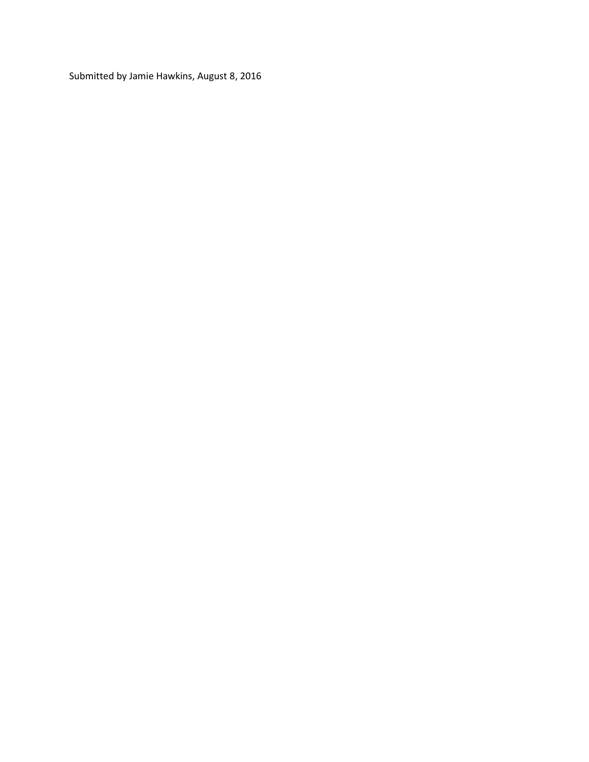Submitted by Jamie Hawkins, August 8, 2016